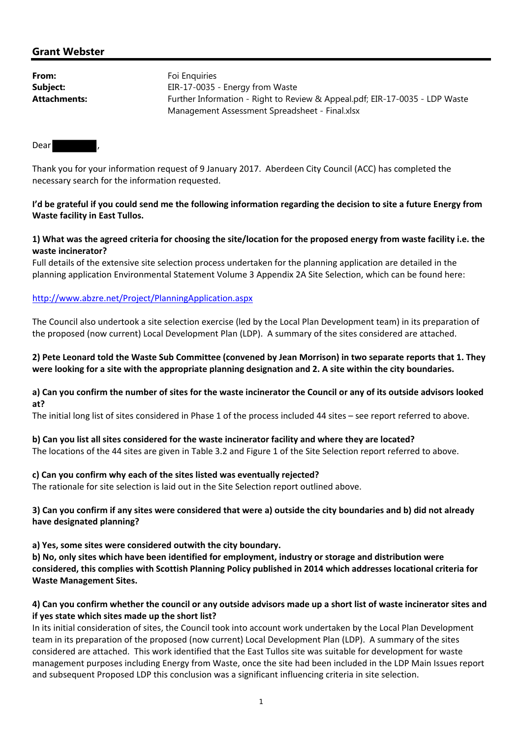## Grant Webster

| | |
|---|---|
| **From:** | Foi Enquiries |
| **Subject:** | EIR-17-0035 - Energy from Waste |
| **Attachments:** | Further Information - Right to Review & Appeal.pdf; EIR-17-0035 - LDP Waste Management Assessment Spreadsheet - Final.xlsx |

Dear ,

Thank you for your information request of 9 January 2017. Aberdeen City Council (ACC) has completed the necessary search for the information requested.

**I'd be grateful if you could send me the following information regarding the decision to site a future Energy from Waste facility in East Tullos.**

**1) What was the agreed criteria for choosing the site/location for the proposed energy from waste facility i.e. the waste incinerator?**

Full details of the extensive site selection process undertaken for the planning application are detailed in the planning application Environmental Statement Volume 3 Appendix 2A Site Selection, which can be found here:

http://www.abzre.net/Project/PlanningApplication.aspx

The Council also undertook a site selection exercise (led by the Local Plan Development team) in its preparation of the proposed (now current) Local Development Plan (LDP). A summary of the sites considered are attached.

**2) Pete Leonard told the Waste Sub Committee (convened by Jean Morrison) in two separate reports that 1. They were looking for a site with the appropriate planning designation and 2. A site within the city boundaries.**

**a) Can you confirm the number of sites for the waste incinerator the Council or any of its outside advisors looked at?**

The initial long list of sites considered in Phase 1 of the process included 44 sites – see report referred to above.

**b) Can you list all sites considered for the waste incinerator facility and where they are located?**

The locations of the 44 sites are given in Table 3.2 and Figure 1 of the Site Selection report referred to above.

**c) Can you confirm why each of the sites listed was eventually rejected?**

The rationale for site selection is laid out in the Site Selection report outlined above.

**3) Can you confirm if any sites were considered that were a) outside the city boundaries and b) did not already have designated planning?**

**a) Yes, some sites were considered outwith the city boundary.**

**b) No, only sites which have been identified for employment, industry or storage and distribution were considered, this complies with Scottish Planning Policy published in 2014 which addresses locational criteria for Waste Management Sites.**

**4) Can you confirm whether the council or any outside advisors made up a short list of waste incinerator sites and if yes state which sites made up the short list?**

In its initial consideration of sites, the Council took into account work undertaken by the Local Plan Development team in its preparation of the proposed (now current) Local Development Plan (LDP). A summary of the sites considered are attached. This work identified that the East Tullos site was suitable for development for waste management purposes including Energy from Waste, once the site had been included in the LDP Main Issues report and subsequent Proposed LDP this conclusion was a significant influencing criteria in site selection.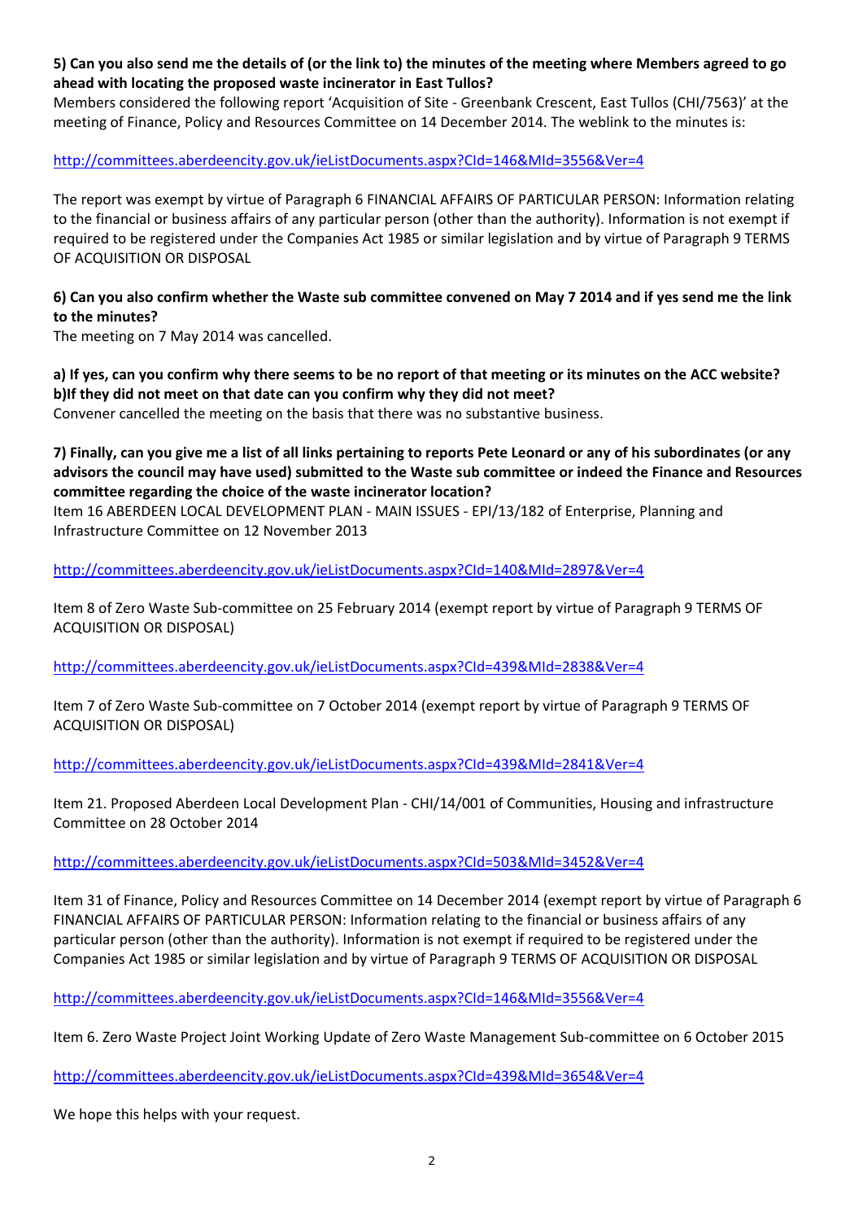**5) Can you also send me the details of (or the link to) the minutes of the meeting where Members agreed to go ahead with locating the proposed waste incinerator in East Tullos?**

Members considered the following report 'Acquisition of Site - Greenbank Crescent, East Tullos (CHI/7563)' at the meeting of Finance, Policy and Resources Committee on 14 December 2014. The weblink to the minutes is:

http://committees.aberdeencity.gov.uk/ieListDocuments.aspx?CId=146&MId=3556&Ver=4

The report was exempt by virtue of Paragraph 6 FINANCIAL AFFAIRS OF PARTICULAR PERSON: Information relating to the financial or business affairs of any particular person (other than the authority). Information is not exempt if required to be registered under the Companies Act 1985 or similar legislation and by virtue of Paragraph 9 TERMS OF ACQUISITION OR DISPOSAL

**6) Can you also confirm whether the Waste sub committee convened on May 7 2014 and if yes send me the link to the minutes?**

The meeting on 7 May 2014 was cancelled.

**a) If yes, can you confirm why there seems to be no report of that meeting or its minutes on the ACC website?**
**b)If they did not meet on that date can you confirm why they did not meet?**

Convener cancelled the meeting on the basis that there was no substantive business.

**7) Finally, can you give me a list of all links pertaining to reports Pete Leonard or any of his subordinates (or any advisors the council may have used) submitted to the Waste sub committee or indeed the Finance and Resources committee regarding the choice of the waste incinerator location?**

Item 16 ABERDEEN LOCAL DEVELOPMENT PLAN - MAIN ISSUES - EPI/13/182 of Enterprise, Planning and Infrastructure Committee on 12 November 2013

http://committees.aberdeencity.gov.uk/ieListDocuments.aspx?CId=140&MId=2897&Ver=4

Item 8 of Zero Waste Sub-committee on 25 February 2014 (exempt report by virtue of Paragraph 9 TERMS OF ACQUISITION OR DISPOSAL)

http://committees.aberdeencity.gov.uk/ieListDocuments.aspx?CId=439&MId=2838&Ver=4

Item 7 of Zero Waste Sub-committee on 7 October 2014 (exempt report by virtue of Paragraph 9 TERMS OF ACQUISITION OR DISPOSAL)

http://committees.aberdeencity.gov.uk/ieListDocuments.aspx?CId=439&MId=2841&Ver=4

Item 21. Proposed Aberdeen Local Development Plan - CHI/14/001 of Communities, Housing and infrastructure Committee on 28 October 2014

http://committees.aberdeencity.gov.uk/ieListDocuments.aspx?CId=503&MId=3452&Ver=4

Item 31 of Finance, Policy and Resources Committee on 14 December 2014 (exempt report by virtue of Paragraph 6 FINANCIAL AFFAIRS OF PARTICULAR PERSON: Information relating to the financial or business affairs of any particular person (other than the authority). Information is not exempt if required to be registered under the Companies Act 1985 or similar legislation and by virtue of Paragraph 9 TERMS OF ACQUISITION OR DISPOSAL

http://committees.aberdeencity.gov.uk/ieListDocuments.aspx?CId=146&MId=3556&Ver=4

Item 6. Zero Waste Project Joint Working Update of Zero Waste Management Sub-committee on 6 October 2015

http://committees.aberdeencity.gov.uk/ieListDocuments.aspx?CId=439&MId=3654&Ver=4

We hope this helps with your request.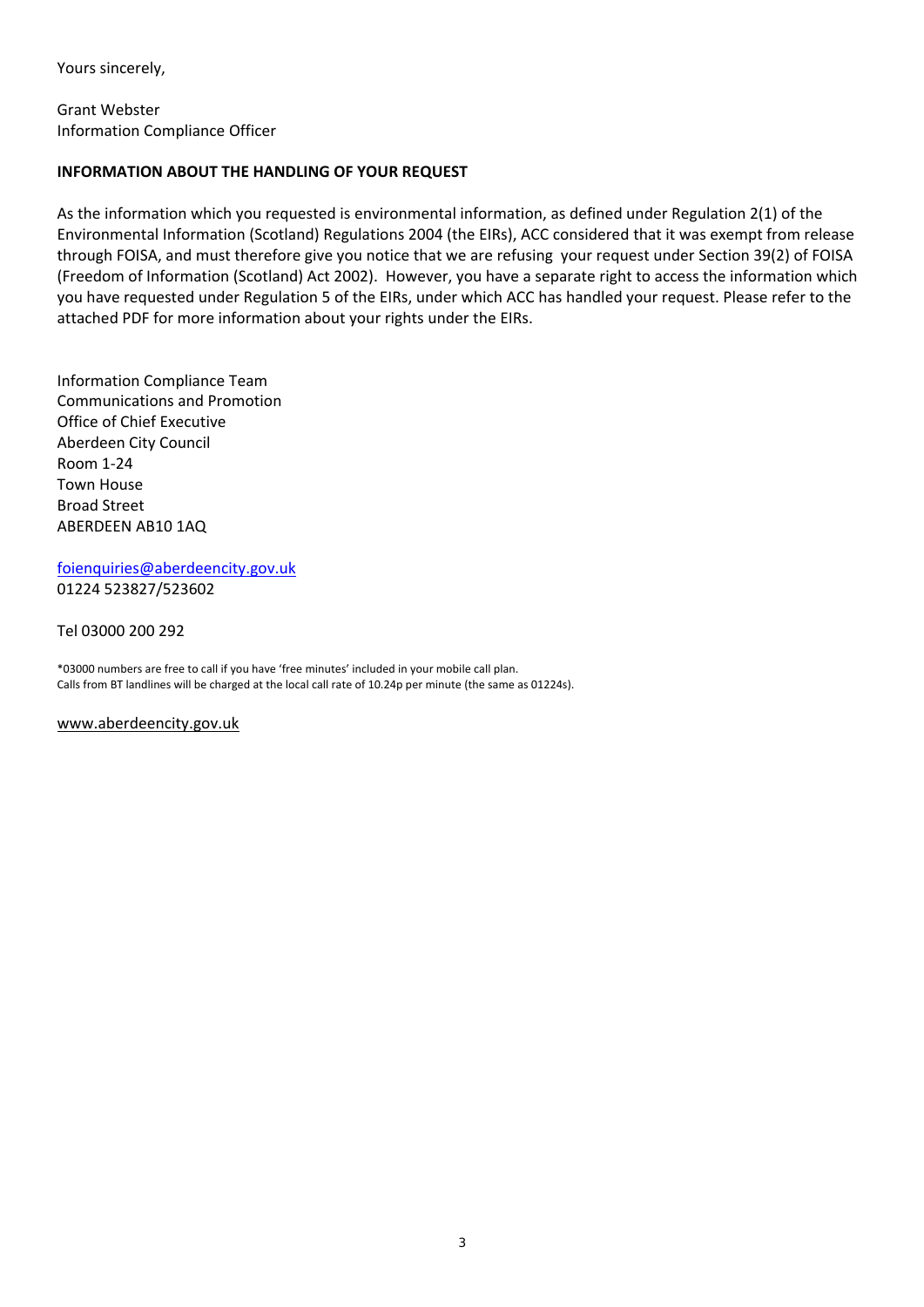Yours sincerely,

Grant Webster
Information Compliance Officer

**INFORMATION ABOUT THE HANDLING OF YOUR REQUEST**

As the information which you requested is environmental information, as defined under Regulation 2(1) of the Environmental Information (Scotland) Regulations 2004 (the EIRs), ACC considered that it was exempt from release through FOISA, and must therefore give you notice that we are refusing your request under Section 39(2) of FOISA (Freedom of Information (Scotland) Act 2002). However, you have a separate right to access the information which you have requested under Regulation 5 of the EIRs, under which ACC has handled your request. Please refer to the attached PDF for more information about your rights under the EIRs.

Information Compliance Team
Communications and Promotion
Office of Chief Executive
Aberdeen City Council
Room 1-24
Town House
Broad Street
ABERDEEN AB10 1AQ

foienquiries@aberdeencity.gov.uk
01224 523827/523602

Tel 03000 200 292

*03000 numbers are free to call if you have 'free minutes' included in your mobile call plan.
Calls from BT landlines will be charged at the local call rate of 10.24p per minute (the same as 01224s).

www.aberdeencity.gov.uk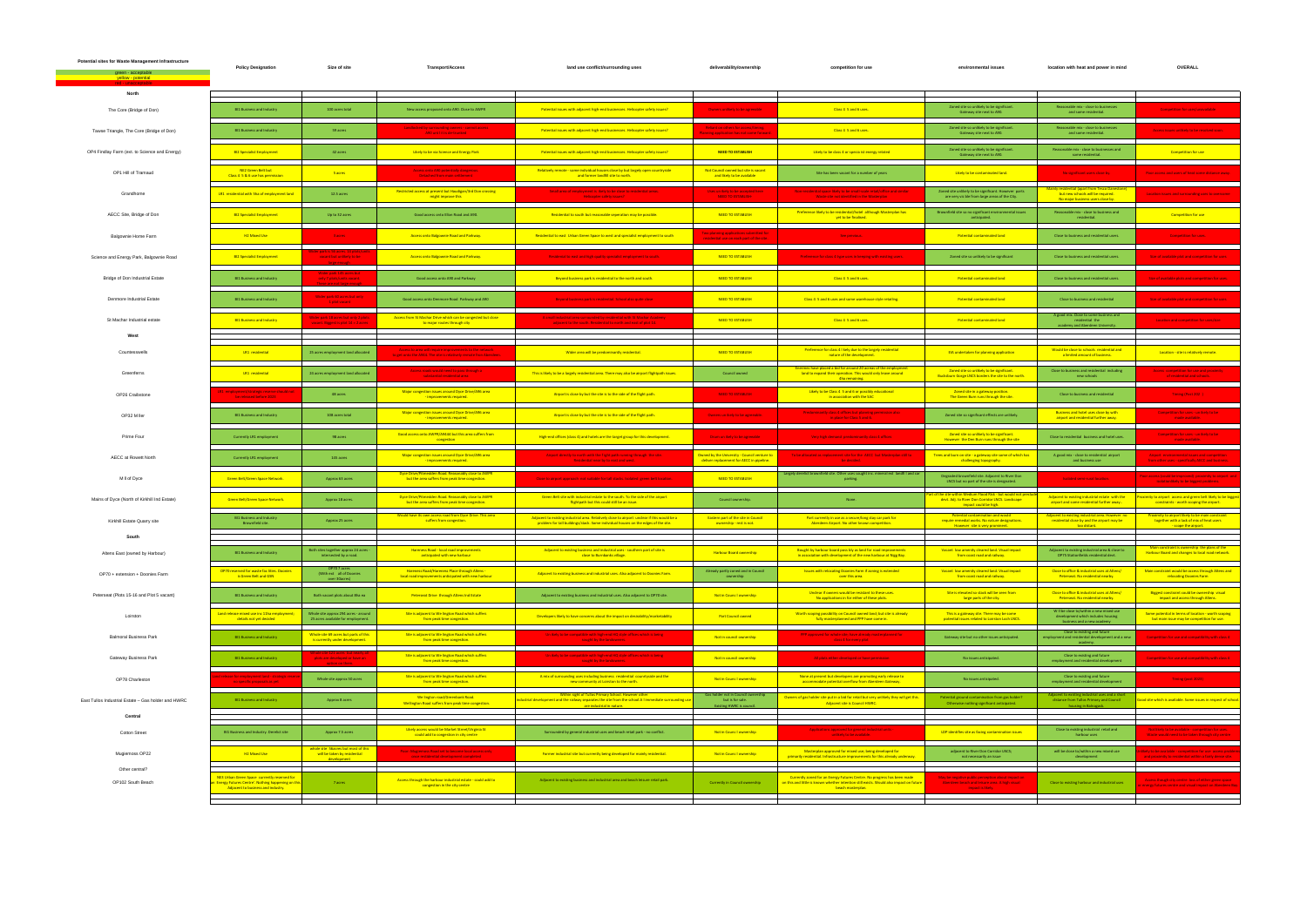**Potential sites for Waste Management Infrastructure**

green - acceptable
yellow - potential
red - unacceptable

| | Policy Designation | Size of site | Transport/Access | land use conflict/surrounding uses | deliverability/ownership | competition for use | environmental issues | location with heat and power in mind | OVERALL |
|---|---|---|---|---|---|---|---|---|---|
| **North** | | | | | | | | | |
| The Core (Bridge of Don) | B1 Business and Industry | 100 acres total | New access proposed onto AWPR. Close to AWPR | Potential issues with adjacent high end businesses. Helicopter safety issues? | Planners unlikely to be agreeable | Class 4 5 and 6 uses. | Zoned site so unlikely to be significant. Gateway site next to AWPR | Reasonable mix - close to businesses and some residential. | Not preferred by Aberdeen planners |
| Tawse Triangle, The Core (Bridge of Don) | B1 Business and Industry | 59 acres | Identified by consulting agents ... | Potential issues with adjacent high end businesses. Helicopter safety issues? | Owned partners for a consultancy ... | Class 4 5 and 6 uses. | Zoned site so unlikely to be significant. Gateway site next to AWPR | Reasonable mix - close to businesses and some residential. | ... |
| OP4 Findlay Farm (ext. to Science and Energy) | B2 Specialist Employment | 42 acres | Likely to be via Science and Energy Park | Potential issues with adjacent high end businesses. Helicopter safety issues? | NEED TO ESTABLISH | Likely to be class 4 or special to energy related | Zoned site so unlikely to be significant. Gateway site next to AWPR | Reasonable mix - close to businesses and some residential. | Competition for use |
| OP1 Hill of Tramaud | NE2 Green Belt but Class 4 5 & 6 use has permission | 5 acres | Access will need better alignment ... | Relatively remote - some individual houses close by but largely open countryside and former landfill site to south. | Not Council owned but site is vacant and likely to be available | Site has been vacant for a number of years | Likely to be contaminated land. | No significant users close by | Poor access and lack of heat demand ... |
| Grandhome | LR1 residential with 5ha of employment land | 12.5 acres | Restricted access at present but Haudagain/3rd Don crossing might improve this | Residential development likely to be close ... | ... NEED TO ESTABLISH | ... | Zoned site unlikely to be significant. However parts are very close to the River Don ... | Mainly residential (apart from Tesco Danestone) but new schools will be required. No major business users close by. | ... |
| AECC Site, Bridge of Don | B2 Specialist Employment | Up to 32 acres | Good access onto Ellon Road and AWPR. | Residential to south but reasonable separation may be possible. | NEED TO ESTABLISH | Preference likely to be residential/hotel. Although Masterplan has yet to be finalised. | Brownfield site so no significant environmental issues anticipated. | Reasonable mix - close to business and residential. | Competition for use |
| Balgownie Home Farm | H2 Mixed Use | 3 acres | Access onto Balgownie Road and Parkway. | Residential to east. Urban Green Space to west and specialist employment to south | Two planning applications submitted for residential use on southern part of the site. | ... | Potential contaminated land | Close to business and residential users. | Competition for uses |
| Science and Energy Park, Balgownie Road | B2 Specialist Employment | Whole park is 99 acres ... | Access onto Balgownie Road and Parkway. | Residential to east and high quality specialist employment to west | NEED TO ESTABLISH | Preference for class 4 ... | Zoned site so unlikely to be significant | Close to business and residential users. | ... |
| Bridge of Don Industrial Estate | B1 Business and Industry | Whole park 135 acres ... | Good access onto A90 and Parkway | Beyond business park is residential to the north and south. | NEED TO ESTABLISH | Class 4 5 and 6 uses. | Potential contaminated land | Close to business and residential users. | ... |
| Denmore Industrial Estate | B1 Business and Industry | ... | Good access onto Denmore Road, Parkway and A90 | ... | NEED TO ESTABLISH | Class 4 5 and 6 uses and some warehouse style retailing. | Potential contaminated land | Close to business and residential users. | ... |
| St Machar Industrial estate | B1 Business and Industry | ... | Access from St Machar Drive which can be congested but close to major routes through city | ... | NEED TO ESTABLISH | Class 4 5 and 6 uses. | Potential contaminated land | A good mix. Close to some business and residential - the academy and Aberdeen University. | ... |
| **West** | | | | | | | | | |
| Countesswells | LR1 residential | 25 acres employment land allocated | ... | Wider area will be predominantly residential. | NEED TO ESTABLISH | Preference for class 4 likely due to the largely residential nature of the development. | EIA undertaken for planning application | Would be close to schools, residential and a limited amount of business. | Location - site is relatively remote. |
| Greenferns | LR1 residential | 25 acres employment land allocated | ... | This is likely to be a largely residential area. There may also be airport flightpath issues. | Council owned | Developers have placed a bid for around 20 acres of the employment land to expand their operation. This would only leave around 4ha remaining. | Zoned site so unlikely to be significant. Bucksburn Gorge LNCS borders the site to the north. | Close to business and residential including new schools. | ... |
| OP26 Craibstone | B1 employment ... | 48 acres | Major congestion issues around Dyce Drive/A96 area - improvements required. | Airport is close by but the site is to the side of the flight path. | NEED TO ESTABLISH | Likely to be Class 4, 5 and 6 or possibly educational in association with the SAC | Zoned site is a gateway position. The Green Burn runs through the site. | Close to business and residential | Timing ... |
| OP32 Miller | B1 Business and Industry | 108 acres total | Major congestion issues around Dyce Drive/A96 area - improvements required. | Airport is close by but the site is to the side of the flight path. | Owners unlikely to be agreeable | ... | Zoned site so significant effects are unlikely. | Business and hotel uses close by with airport and residential further away. | ... |
| Prime Four | Currently LR1 employment | 98 acres | Good access onto AWPR/A944 but this area suffers from congestion | High end offices (class 4) and hotels are the target group for this development. | Owners unlikely to be agreeable | ... | Zoned site so unlikely to be significant. However the Den Burn runs through the site | Close to residential business and hotel uses. | ... |
| AECC at Rowett North | Currently LR1 employment | 135 acres | Major congestion issues around Dyce Drive/A96 area - improvements required. | Airport directly to north ... | Owned by the University - Council venture to deliver replacement for AECC in pipeline. | ... | Trees and burn on site - a gateway site some of which has challenging topography | A good mix - close to residential, airport and business use | ... |
| M8 of Dyce | Green Belt/Green Space Network | Approx 40 acres | Dyce Drive/Riverside Road. Reasonably close to AWPR but the area suffers from peak time congestion. | ... | NEED TO ESTABLISH | Largely derelict brownfield site. Other uses sought ... and car parking | Degraded brownfield site. Adjacent to River Don LNCS but no part of the site is designated. | Isolated at present location | ... |
| Mains of Dyce (North of Kirkhill Ind Estate) | Green Belt/Green Space Network | Approx 18 acres | Dyce Drive/Riverside Road. Reasonably close to AWPR but the area suffers from peak time congestion. | Green Belt site with industrial estate to the south. To the side of the airport flightpath but this could still be an issue. | Council ownership | None. | Part of the site within Medium Flood Risk - but would not preclude devt. Adj to River Don Corridor LNCS. Landscape impact could be high. | Adjacent to existing industrial estate with the airport and some residential further away. | Proximity to airport, access and green belt likely to be biggest constraints - worth scoping the airport. |
| Kirkhill Estate Quarry site | B1 Business and Industry Brownfield site | Approx 25 acres | Would have its own access road from Dyce Drive. This area suffers from congestion. | Adjacent to existing industrial area. Relatively close to airport. Unclear if this would be a problem for tall buildings/stack. Some individual houses on the edges of the site | Eastern part of the site in Council ownership - rest is not. | Part currently in use as a secure/long stay car park for Aberdeen Airport. No other known competition. | Potential contamination and would require remedial works. No nature designations. However site is very prominent. | Adjacent to existing industrial area. However no residential close by and the airport may be too distant. | Proximity to airport likely to be main constraint together with a lack of mix of heat users - scope the airport. |
| **South** | | | | | | | | | |
| Altens East (owned by Harbour) | B1 Business and Industry | Both sites together approx 23 acres - intersected by a road | Hareness Road - local road improvements anticipated with new harbour | Adjacent to existing business and industrial uses - southern part of site is close to Burnbanks village. | Harbour Board ownership | Bought by harbour board possibly as land for road improvements in association with development of the new harbour at Nigg Bay. | Vacant low amenity cleared land. Visual impact from coast road and railway. | Adjacent to existing industrial area & close to OP73 Stationfields residential devt. | Main constraint is ownership, the plans of the Harbour Board and changes to local road network. |
| OP70 + extension + Doonies Farm | OP70 reserved for waste facilities. Doonies is Green Belt and GSN | OP70 7 acres (With ext - all of Doonies over 30acres) | Hareness Road/Hareness Place through Altens - local road improvements anticipated with new harbour | Adjacent to existing business and industrial uses. Also adjacent to Doonies Farm | Already partly owned and in Council ownership | Issues with relocating Doonies Farm if zoning is extended over this area. | Vacant low amenity cleared land. Visual impact from coast road and railway. | Close to office & industrial uses at Altens/Petterseat. No residential nearby. | Main constraint would be access through Altens and relocating Doonies Farm. |
| Peterseat (Plots 15-16 and Plot 5 vacant) | B1 Business and Industry | Both vacant plots about 8ha ea | Peterseat Drive through Altens Ind Estate | Adjacent to existing business and industrial uses. Also adjacent to OP70 site. | Not in Council ownership | Site owners would be resistant to these uses. No applications in for either of these plots. | Site is elevated so would be seen from large parts of the city. | Close to office & industrial uses at Altens/Petterseat. No residential nearby. | Biggest constraint would be ownership, visual impact and access through Altens. |
| Loirston | Land release mixed use inc 11ha employment, details not yet decided | Whole site approx 296 acres - around 25 acres available for employment. | Site is adjacent to Wellington Road which suffers from peak time congestion. | Developers likely to have concerns about the impact on desirability/marketability. | Part Council owned | Worth scoping possibility on Council owned land, but site is already fully masterplanned and PPP have consents. | This is a gateway site. There may be some potential issues related to Loirston Loch LNCS. | W/ the close by/within a new mixed use development which includes housing, business and a new academy. | Some potential in terms of location - worth scoping but main issue may be competition for use. |
| Balmoral Business Park | B1 Business and Industry | Whole site 89 acres but parts of this is currently under development | Site is adjacent to Wellington Road which suffers from peak time congestion. | Unlikely to be compatible with high end office uses which is being sought by the landowners. | Not in council ownership | PPP approved for office use ... | Gateway site but no other issues anticipated. | Close to existing and future employment and residential development and a new academy. | Competition for use and compatibility with other ... |
| Gateway Business Park | B1 Business and Industry | Whole site ... acres ... | Site is adjacent to Wellington Road which suffers from peak time congestion. | Unlikely to be compatible with high end office uses which is being sought by the landowners. | Not in council ownership | ... | No issues anticipated. | Close to existing and future employment and residential development | Competition for use and compatibility with ... |
| OP78 Charleston | Land release for employment land - strategic reserve ... | Whole site approx 50 acres | Site is adjacent to Wellington Road which suffers from peak time congestion. | A mix of surrounding uses including business, residential, countryside and the new community at Loirston to the north. | Not in Council ownership | None at present but developers are promoting early release to accommodate potential overflow from Aberdeen Gateway. | No issues anticipated. | Close to existing and future employment and residential development | Timing ... |
| East Tullos Industrial Estate – Gas holder and HWRC | B1 Business and Industry | Approx 8 acres | Via Coast road/Greenbank Road. Wellington Road suffers from peak time congestion. | Within sight of Tullos Primary School. However other industrial development and the railway separates the site from the school. A immediate surrounding use are industrial in nature. | Gas holder not in Council ownership but is for sale. Existing HWRC is council. | Owners of gas holder site put in a bid for retail but very unlikely they will get this. Adjacent site is Council HWRC. | Potential ground contamination from gas holder? Otherwise nothing significant anticipated. | Adjacent to existing industrial uses and a short distance from Tullos Primary and Council housing in Torry. | Good site which is available. Some issues in respect of school. |
| **Central** | | | | | | | | | |
| Cotton Street | B1 Business and Industry. Derelict site | Approx 7.5 acres | Likely access would be Market Street/Virginia St - could add to congestion in city centre | Surrounded by general industrial uses and beach retail park - no conflict. | Not in Council ownership | ... | LDP identifies site as having contamination issues | Close to existing industrial, retail and harbour uses | ... |
| Mugiemoss OP22 | H2 Mixed Use | whole site 56acres but most of this will be taken by residential development | ... | Former industrial site but currently being developed for mainly residential. | Not in Council ownership | Masterplan approved for mixed use, being developed for primarily residential. Infrastructure improvements for this already underway. | adjacent to River Don Corridor LNCS, not necessarily an issue | will be close by/within a new mixed use development | ... |
| **Other central?** | | | | | | | | | |
| OP102 South Beach | NE3 Urban Green Space - currently reserved for Energy Futures Centre. Nothing happening on this. Adjacent to business and industry. | 7 acres | Access through the harbour industrial estate - could add to congestion in the city centre | Adjacent to existing business and industrial area and beach leisure retail park | Currently in Council ownership | Currently zoned for an Energy Futures Centre. No progress has been made on this and little is known whether retention still exists. Would also impact on future beach masterplan. | ... | Close to existing harbour and industrial uses | ... |